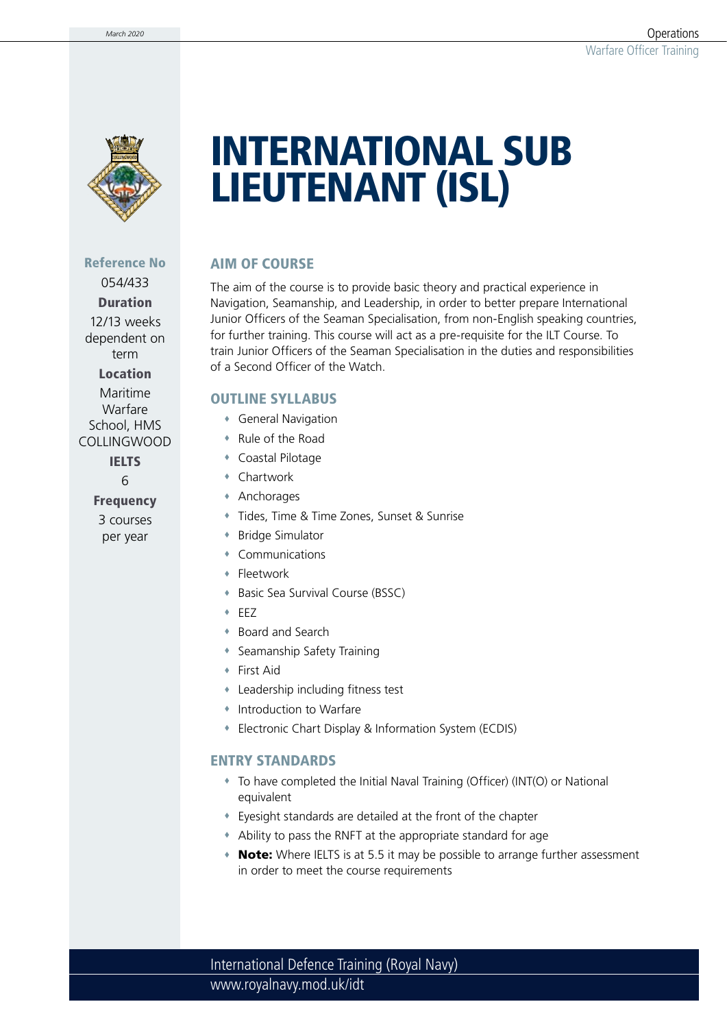# INTERNATIONAL SUB LIEUTENANT (ISL)

**Reference No**
054/433

**Duration**
12/13 weeks dependent on term

**Location**
Maritime Warfare School, HMS COLLINGWOOD

**IELTS**
6

**Frequency**
3 courses per year

## AIM OF COURSE

The aim of the course is to provide basic theory and practical experience in Navigation, Seamanship, and Leadership, in order to better prepare International Junior Officers of the Seaman Specialisation, from non-English speaking countries, for further training. This course will act as a pre-requisite for the ILT Course. To train Junior Officers of the Seaman Specialisation in the duties and responsibilities of a Second Officer of the Watch.

## OUTLINE SYLLABUS

- General Navigation
- Rule of the Road
- Coastal Pilotage
- Chartwork
- Anchorages
- Tides, Time & Time Zones, Sunset & Sunrise
- Bridge Simulator
- Communications
- Fleetwork
- Basic Sea Survival Course (BSSC)
- EEZ
- Board and Search
- Seamanship Safety Training
- First Aid
- Leadership including fitness test
- Introduction to Warfare
- Electronic Chart Display & Information System (ECDIS)

## ENTRY STANDARDS

- To have completed the Initial Naval Training (Officer) (INT(O) or National equivalent
- Eyesight standards are detailed at the front of the chapter
- Ability to pass the RNFT at the appropriate standard for age
- **Note:** Where IELTS is at 5.5 it may be possible to arrange further assessment in order to meet the course requirements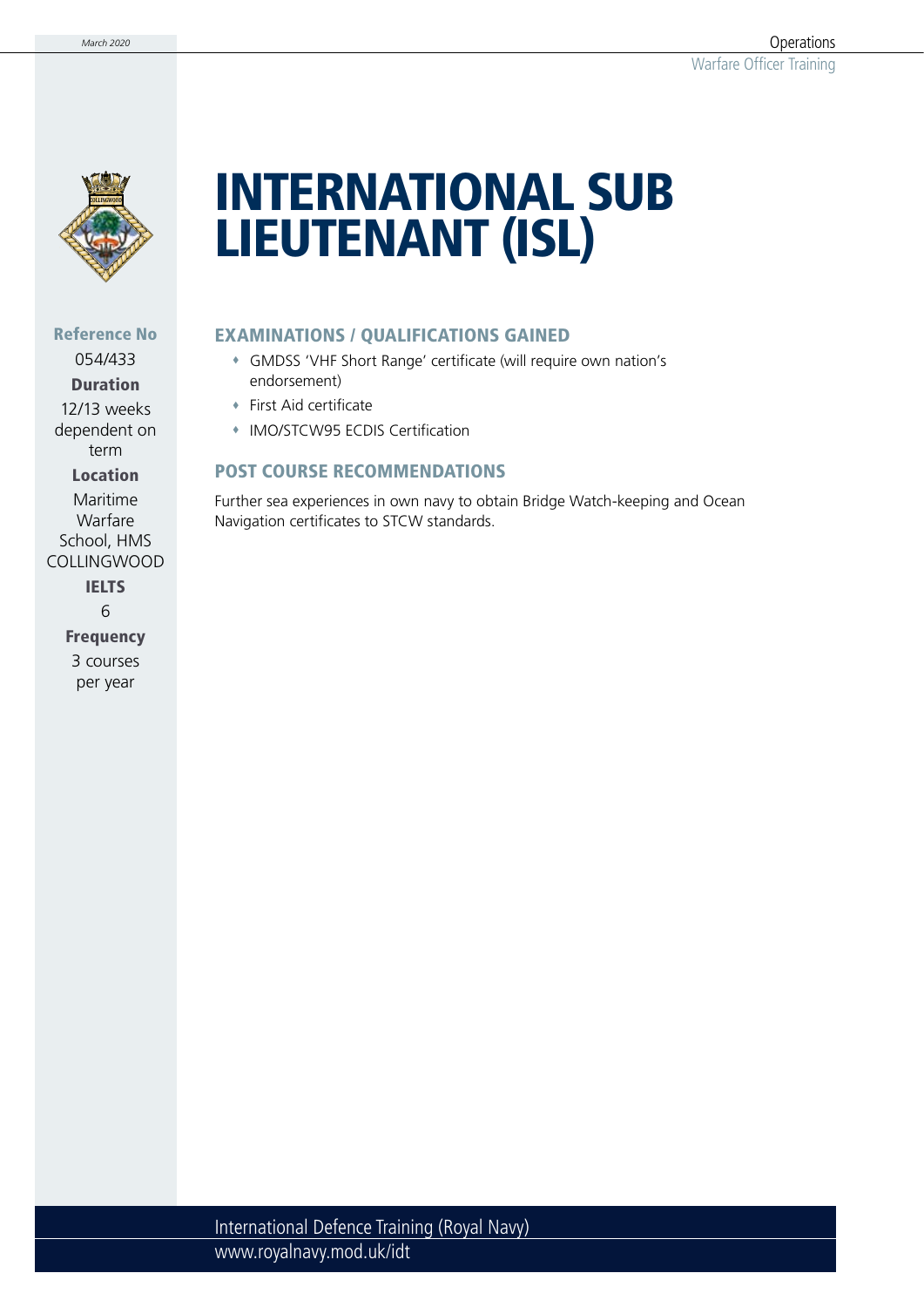# INTERNATIONAL SUB LIEUTENANT (ISL)

**Reference No**
054/433

**Duration**
12/13 weeks dependent on term

**Location**
Maritime Warfare School, HMS COLLINGWOOD

**IELTS**
6

**Frequency**
3 courses per year

## EXAMINATIONS / QUALIFICATIONS GAINED

- GMDSS 'VHF Short Range' certificate (will require own nation's endorsement)
- First Aid certificate
- IMO/STCW95 ECDIS Certification

## POST COURSE RECOMMENDATIONS

Further sea experiences in own navy to obtain Bridge Watch-keeping and Ocean Navigation certificates to STCW standards.